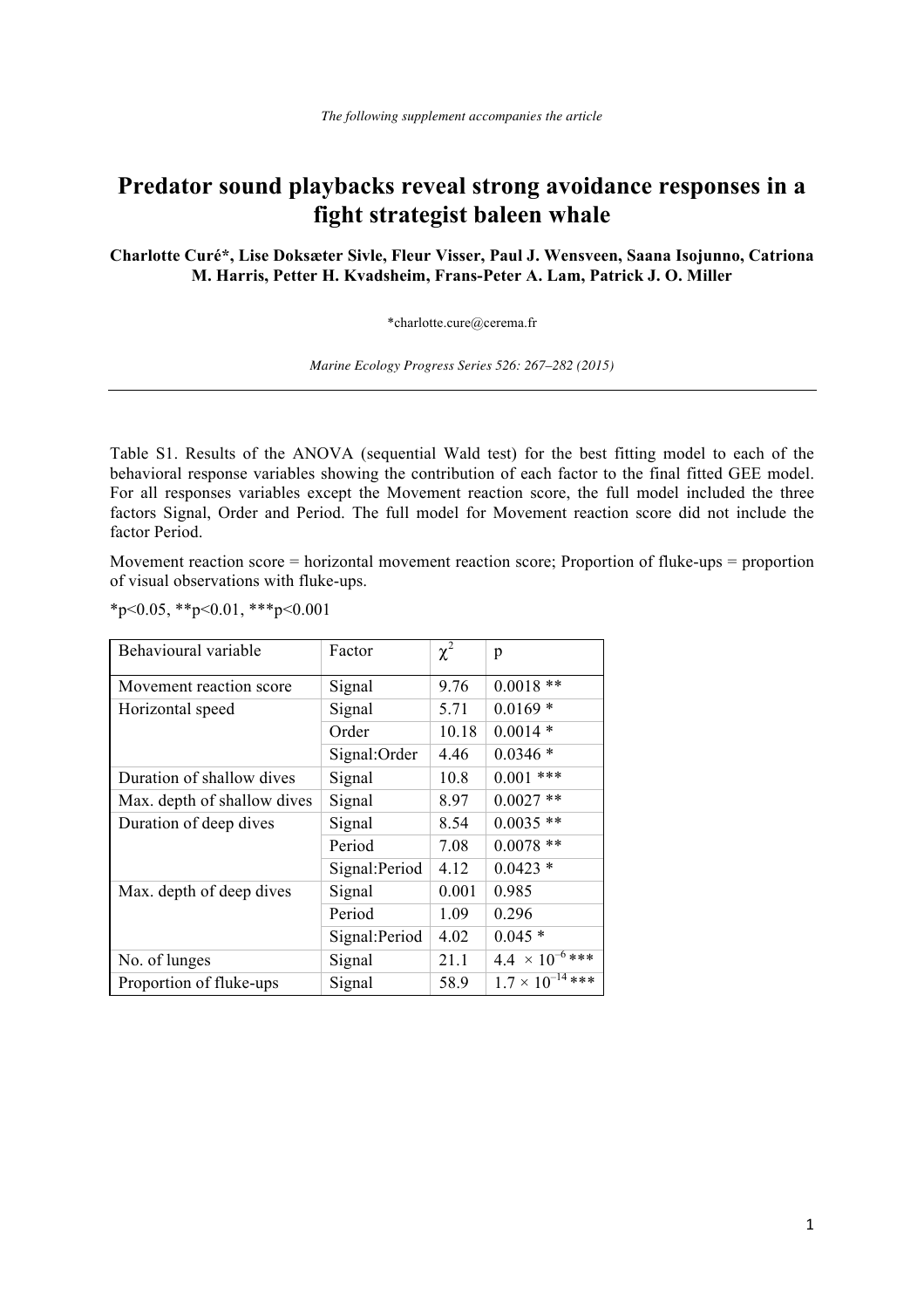*The following supplement accompanies the article*

# Predator sound playbacks reveal strong avoidance responses in a fight strategist baleen whale

**Charlotte Curé\*, Lise Doksæter Sivle, Fleur Visser, Paul J. Wensveen, Saana Isojunno, Catriona M. Harris, Petter H. Kvadsheim, Frans-Peter A. Lam, Patrick J. O. Miller**

\*charlotte.cure@cerema.fr

*Marine Ecology Progress Series 526: 267–282 (2015)*

---

Table S1. Results of the ANOVA (sequential Wald test) for the best fitting model to each of the behavioral response variables showing the contribution of each factor to the final fitted GEE model. For all responses variables except the Movement reaction score, the full model included the three factors Signal, Order and Period. The full model for Movement reaction score did not include the factor Period.

Movement reaction score = horizontal movement reaction score; Proportion of fluke-ups = proportion of visual observations with fluke-ups.

*p<0.05, **p<0.01, ***p<0.001

| Behavioural variable | Factor | $\chi^2$ | p |
|---|---|---|---|
| Movement reaction score | Signal | 9.76 | 0.0018 ** |
| Horizontal speed | Signal | 5.71 | 0.0169 * |
| | Order | 10.18 | 0.0014 * |
| | Signal:Order | 4.46 | 0.0346 * |
| Duration of shallow dives | Signal | 10.8 | 0.001 *** |
| Max. depth of shallow dives | Signal | 8.97 | 0.0027 ** |
| Duration of deep dives | Signal | 8.54 | 0.0035 ** |
| | Period | 7.08 | 0.0078 ** |
| | Signal:Period | 4.12 | 0.0423 * |
| Max. depth of deep dives | Signal | 0.001 | 0.985 |
| | Period | 1.09 | 0.296 |
| | Signal:Period | 4.02 | 0.045 * |
| No. of lunges | Signal | 21.1 | $4.4 \times 10^{-6}$ *** |
| Proportion of fluke-ups | Signal | 58.9 | $1.7 \times 10^{-14}$ *** |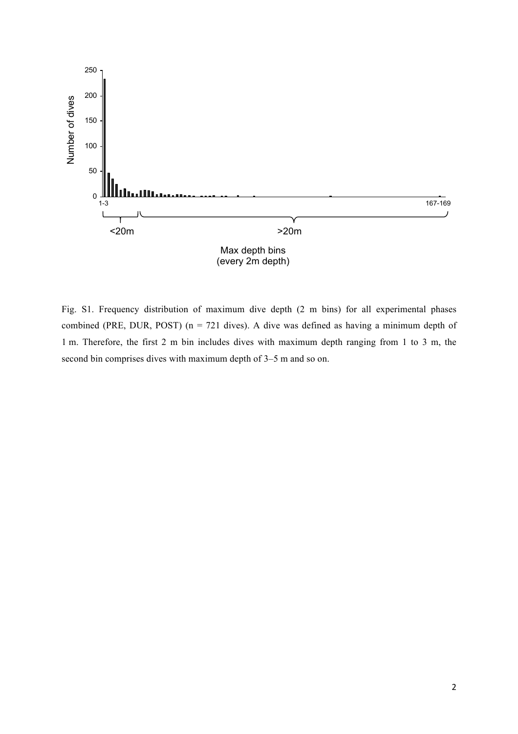Fig. S1. Frequency distribution of maximum dive depth (2 m bins) for all experimental phases combined (PRE, DUR, POST) (n = 721 dives). A dive was defined as having a minimum depth of 1 m. Therefore, the first 2 m bin includes dives with maximum depth ranging from 1 to 3 m, the second bin comprises dives with maximum depth of 3–5 m and so on.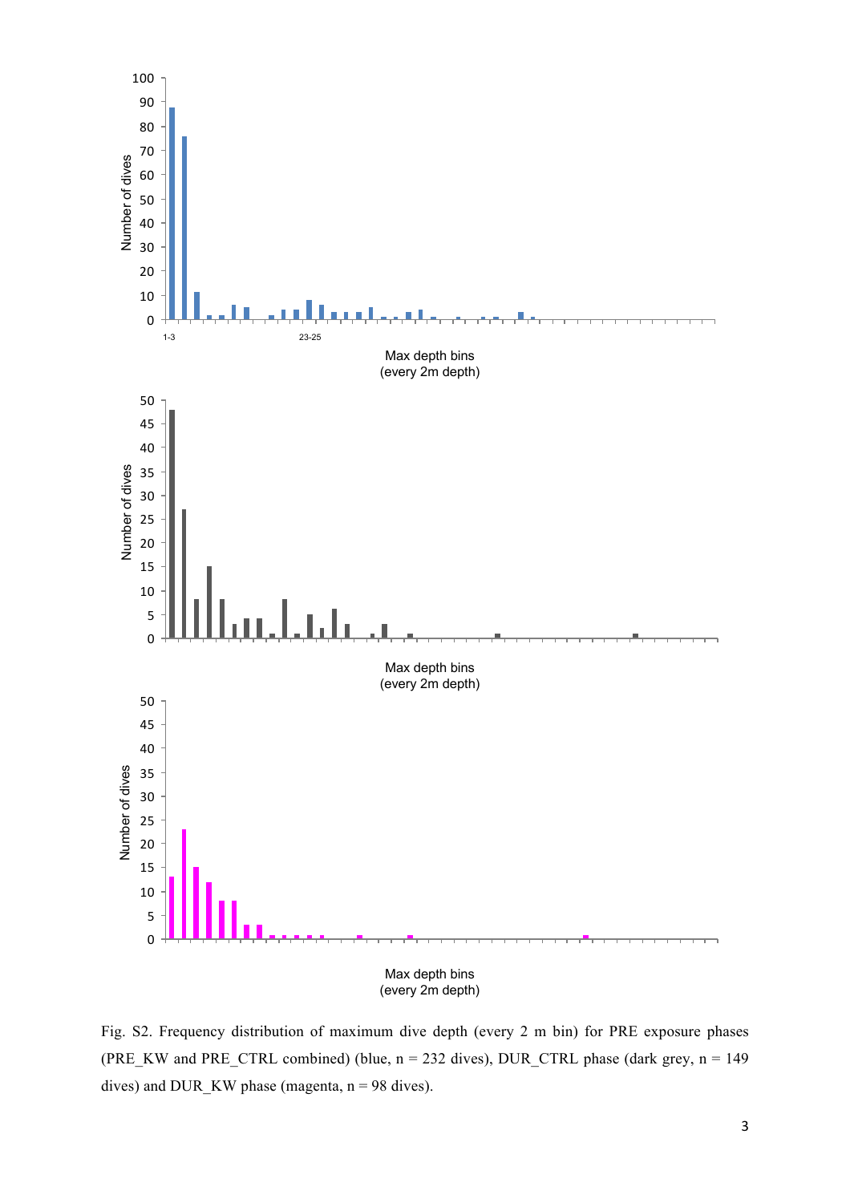100
90
80
70
60
50
40
30
20
10
0

Number of dives

1-3
23-25

Max depth bins
(every 2m depth)

50
45
40
35
30
25
20
15
10
5
0

Number of dives

Max depth bins
(every 2m depth)

50
45
40
35
30
25
20
15
10
5
0

Number of dives

Max depth bins
(every 2m depth)

Fig. S2. Frequency distribution of maximum dive depth (every 2 m bin) for PRE exposure phases (PRE_KW and PRE_CTRL combined) (blue, n = 232 dives), DUR_CTRL phase (dark grey, n = 149 dives) and DUR_KW phase (magenta, n = 98 dives).